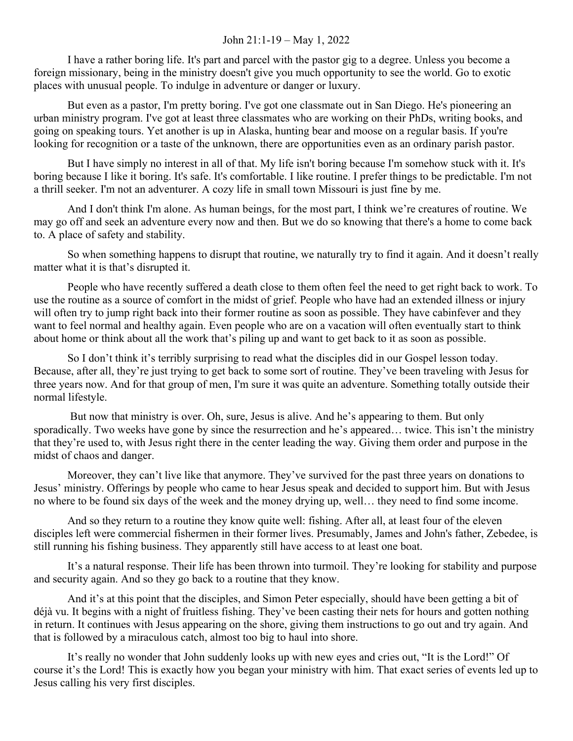John 21:1-19 – May 1, 2022

I have a rather boring life. It's part and parcel with the pastor gig to a degree. Unless you become a foreign missionary, being in the ministry doesn't give you much opportunity to see the world. Go to exotic places with unusual people. To indulge in adventure or danger or luxury.

But even as a pastor, I'm pretty boring. I've got one classmate out in San Diego. He's pioneering an urban ministry program. I've got at least three classmates who are working on their PhDs, writing books, and going on speaking tours. Yet another is up in Alaska, hunting bear and moose on a regular basis. If you're looking for recognition or a taste of the unknown, there are opportunities even as an ordinary parish pastor.

But I have simply no interest in all of that. My life isn't boring because I'm somehow stuck with it. It's boring because I like it boring. It's safe. It's comfortable. I like routine. I prefer things to be predictable. I'm not a thrill seeker. I'm not an adventurer. A cozy life in small town Missouri is just fine by me.

And I don't think I'm alone. As human beings, for the most part, I think we're creatures of routine. We may go off and seek an adventure every now and then. But we do so knowing that there's a home to come back to. A place of safety and stability.

So when something happens to disrupt that routine, we naturally try to find it again. And it doesn't really matter what it is that's disrupted it.

People who have recently suffered a death close to them often feel the need to get right back to work. To use the routine as a source of comfort in the midst of grief. People who have had an extended illness or injury will often try to jump right back into their former routine as soon as possible. They have cabinfever and they want to feel normal and healthy again. Even people who are on a vacation will often eventually start to think about home or think about all the work that's piling up and want to get back to it as soon as possible.

So I don't think it's terribly surprising to read what the disciples did in our Gospel lesson today. Because, after all, they're just trying to get back to some sort of routine. They've been traveling with Jesus for three years now. And for that group of men, I'm sure it was quite an adventure. Something totally outside their normal lifestyle.

But now that ministry is over. Oh, sure, Jesus is alive. And he's appearing to them. But only sporadically. Two weeks have gone by since the resurrection and he's appeared… twice. This isn't the ministry that they're used to, with Jesus right there in the center leading the way. Giving them order and purpose in the midst of chaos and danger.

Moreover, they can't live like that anymore. They've survived for the past three years on donations to Jesus' ministry. Offerings by people who came to hear Jesus speak and decided to support him. But with Jesus no where to be found six days of the week and the money drying up, well… they need to find some income.

And so they return to a routine they know quite well: fishing. After all, at least four of the eleven disciples left were commercial fishermen in their former lives. Presumably, James and John's father, Zebedee, is still running his fishing business. They apparently still have access to at least one boat.

It's a natural response. Their life has been thrown into turmoil. They're looking for stability and purpose and security again. And so they go back to a routine that they know.

And it's at this point that the disciples, and Simon Peter especially, should have been getting a bit of déjà vu. It begins with a night of fruitless fishing. They've been casting their nets for hours and gotten nothing in return. It continues with Jesus appearing on the shore, giving them instructions to go out and try again. And that is followed by a miraculous catch, almost too big to haul into shore.

It's really no wonder that John suddenly looks up with new eyes and cries out, "It is the Lord!" Of course it's the Lord! This is exactly how you began your ministry with him. That exact series of events led up to Jesus calling his very first disciples.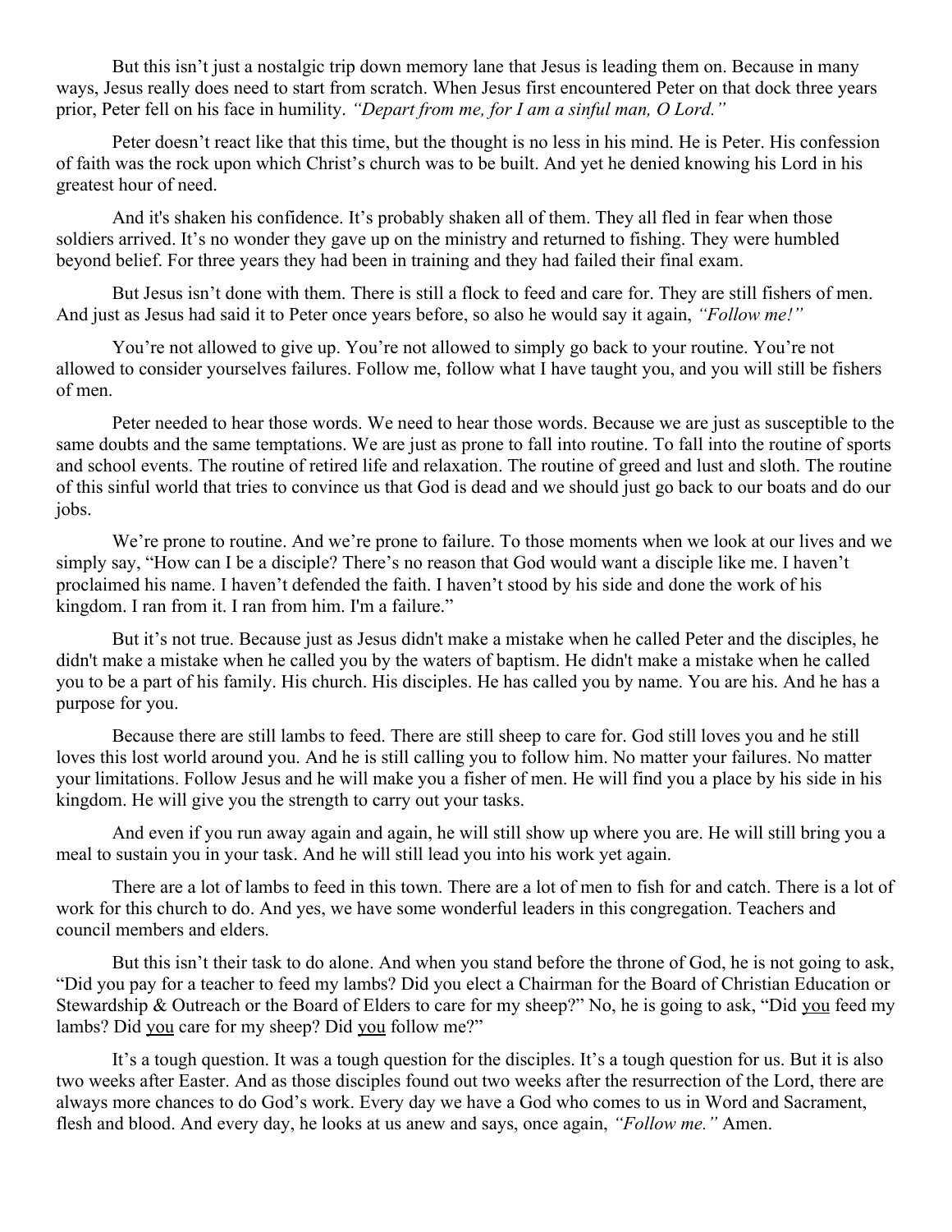But this isn't just a nostalgic trip down memory lane that Jesus is leading them on. Because in many ways, Jesus really does need to start from scratch. When Jesus first encountered Peter on that dock three years prior, Peter fell on his face in humility. *"Depart from me, for I am a sinful man, O Lord."*

Peter doesn't react like that this time, but the thought is no less in his mind. He is Peter. His confession of faith was the rock upon which Christ's church was to be built. And yet he denied knowing his Lord in his greatest hour of need.

And it's shaken his confidence. It's probably shaken all of them. They all fled in fear when those soldiers arrived. It's no wonder they gave up on the ministry and returned to fishing. They were humbled beyond belief. For three years they had been in training and they had failed their final exam.

But Jesus isn't done with them. There is still a flock to feed and care for. They are still fishers of men. And just as Jesus had said it to Peter once years before, so also he would say it again, *"Follow me!"*

You're not allowed to give up. You're not allowed to simply go back to your routine. You're not allowed to consider yourselves failures. Follow me, follow what I have taught you, and you will still be fishers of men.

Peter needed to hear those words. We need to hear those words. Because we are just as susceptible to the same doubts and the same temptations. We are just as prone to fall into routine. To fall into the routine of sports and school events. The routine of retired life and relaxation. The routine of greed and lust and sloth. The routine of this sinful world that tries to convince us that God is dead and we should just go back to our boats and do our jobs.

We're prone to routine. And we're prone to failure. To those moments when we look at our lives and we simply say, "How can I be a disciple? There's no reason that God would want a disciple like me. I haven't proclaimed his name. I haven't defended the faith. I haven't stood by his side and done the work of his kingdom. I ran from it. I ran from him. I'm a failure."

But it's not true. Because just as Jesus didn't make a mistake when he called Peter and the disciples, he didn't make a mistake when he called you by the waters of baptism. He didn't make a mistake when he called you to be a part of his family. His church. His disciples. He has called you by name. You are his. And he has a purpose for you.

Because there are still lambs to feed. There are still sheep to care for. God still loves you and he still loves this lost world around you. And he is still calling you to follow him. No matter your failures. No matter your limitations. Follow Jesus and he will make you a fisher of men. He will find you a place by his side in his kingdom. He will give you the strength to carry out your tasks.

And even if you run away again and again, he will still show up where you are. He will still bring you a meal to sustain you in your task. And he will still lead you into his work yet again.

There are a lot of lambs to feed in this town. There are a lot of men to fish for and catch. There is a lot of work for this church to do. And yes, we have some wonderful leaders in this congregation. Teachers and council members and elders.

But this isn't their task to do alone. And when you stand before the throne of God, he is not going to ask, "Did you pay for a teacher to feed my lambs? Did you elect a Chairman for the Board of Christian Education or Stewardship & Outreach or the Board of Elders to care for my sheep?" No, he is going to ask, "Did <u>you</u> feed my lambs? Did <u>you</u> care for my sheep? Did <u>you</u> follow me?"

It's a tough question. It was a tough question for the disciples. It's a tough question for us. But it is also two weeks after Easter. And as those disciples found out two weeks after the resurrection of the Lord, there are always more chances to do God's work. Every day we have a God who comes to us in Word and Sacrament, flesh and blood. And every day, he looks at us anew and says, once again, *"Follow me."* Amen.